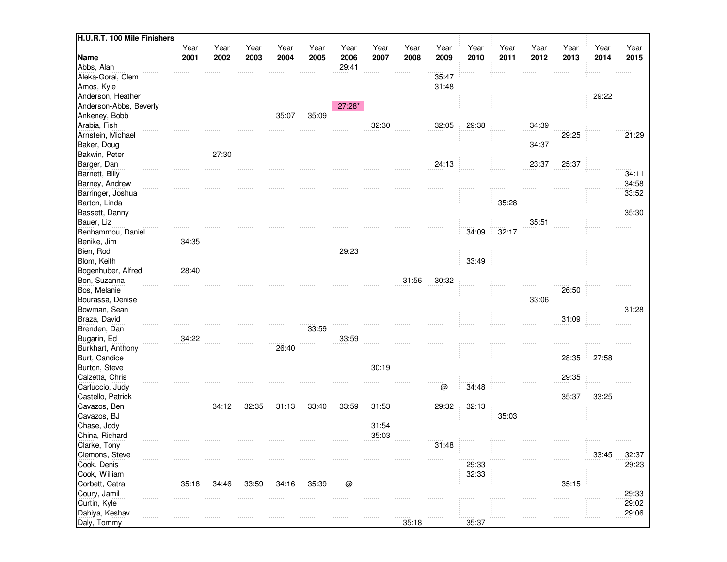**H.U.R.T. 100 Mile Finishers**

| Name | Year 2001 | Year 2002 | Year 2003 | Year 2004 | Year 2005 | Year 2006 | Year 2007 | Year 2008 | Year 2009 | Year 2010 | Year 2011 | Year 2012 | Year 2013 | Year 2014 | Year 2015 |
|---|---|---|---|---|---|---|---|---|---|---|---|---|---|---|---|
| Abbs, Alan | | | | | | 29:41 | | | | | | | | | |
| Aleka-Gorai, Clem | | | | | | | | | 35:47 | | | | | | |
| Amos, Kyle | | | | | | | | | 31:48 | | | | | | |
| Anderson, Heather | | | | | | | | | | | | | | 29:22 | |
| Anderson-Abbs, Beverly | | | | | | 27:28* | | | | | | | | | |
| Ankeney, Bobb | | | | 35:07 | 35:09 | | | | | | | | | | |
| Arabia, Fish | | | | | | | 32:30 | | 32:05 | 29:38 | | 34:39 | | | |
| Arnstein, Michael | | | | | | | | | | | | | 29:25 | | 21:29 |
| Baker, Doug | | | | | | | | | | | | 34:37 | | | |
| Bakwin, Peter | | 27:30 | | | | | | | | | | | | | |
| Barger, Dan | | | | | | | | | 24:13 | | | 23:37 | 25:37 | | |
| Barnett, Billy | | | | | | | | | | | | | | | 34:11 |
| Barney, Andrew | | | | | | | | | | | | | | | 34:58 |
| Barringer, Joshua | | | | | | | | | | | | | | | 33:52 |
| Barton, Linda | | | | | | | | | | | 35:28 | | | | |
| Bassett, Danny | | | | | | | | | | | | | | | 35:30 |
| Bauer, Liz | | | | | | | | | | | | 35:51 | | | |
| Benhammou, Daniel | | | | | | | | | | 34:09 | 32:17 | | | | |
| Benike, Jim | 34:35 | | | | | | | | | | | | | | |
| Bien, Rod | | | | | | 29:23 | | | | | | | | | |
| Blom, Keith | | | | | | | | | | 33:49 | | | | | |
| Bogenhuber, Alfred | 28:40 | | | | | | | | | | | | | | |
| Bon, Suzanna | | | | | | | | 31:56 | 30:32 | | | | | | |
| Bos, Melanie | | | | | | | | | | | | | 26:50 | | |
| Bourassa, Denise | | | | | | | | | | | | 33:06 | | | |
| Bowman, Sean | | | | | | | | | | | | | | | 31:28 |
| Braza, David | | | | | | | | | | | | | 31:09 | | |
| Brenden, Dan | | | | | 33:59 | | | | | | | | | | |
| Bugarin, Ed | 34:22 | | | | | 33:59 | | | | | | | | | |
| Burkhart, Anthony | | | | 26:40 | | | | | | | | | | | |
| Burt, Candice | | | | | | | | | | | | | 28:35 | 27:58 | |
| Burton, Steve | | | | | | | 30:19 | | | | | | | | |
| Calzetta, Chris | | | | | | | | | | | | | 29:35 | | |
| Carluccio, Judy | | | | | | | | | @ | 34:48 | | | | | |
| Castello, Patrick | | | | | | | | | | | | | 35:37 | 33:25 | |
| Cavazos, Ben | | 34:12 | 32:35 | 31:13 | 33:40 | 33:59 | 31:53 | | 29:32 | 32:13 | | | | | |
| Cavazos, BJ | | | | | | | | | | | 35:03 | | | | |
| Chase, Jody | | | | | | | 31:54 | | | | | | | | |
| China, Richard | | | | | | | 35:03 | | | | | | | | |
| Clarke, Tony | | | | | | | | | 31:48 | | | | | | |
| Clemons, Steve | | | | | | | | | | | | | | 33:45 | 32:37 |
| Cook, Denis | | | | | | | | | | 29:33 | | | | | 29:23 |
| Cook, William | | | | | | | | | | 32:33 | | | | | |
| Corbett, Catra | 35:18 | 34:46 | 33:59 | 34:16 | 35:39 | @ | | | | | | | 35:15 | | |
| Coury, Jamil | | | | | | | | | | | | | | | 29:33 |
| Curtin, Kyle | | | | | | | | | | | | | | | 29:02 |
| Dahiya, Keshav | | | | | | | | | | | | | | | 29:06 |
| Daly, Tommy | | | | | | | | 35:18 | | 35:37 | | | | | |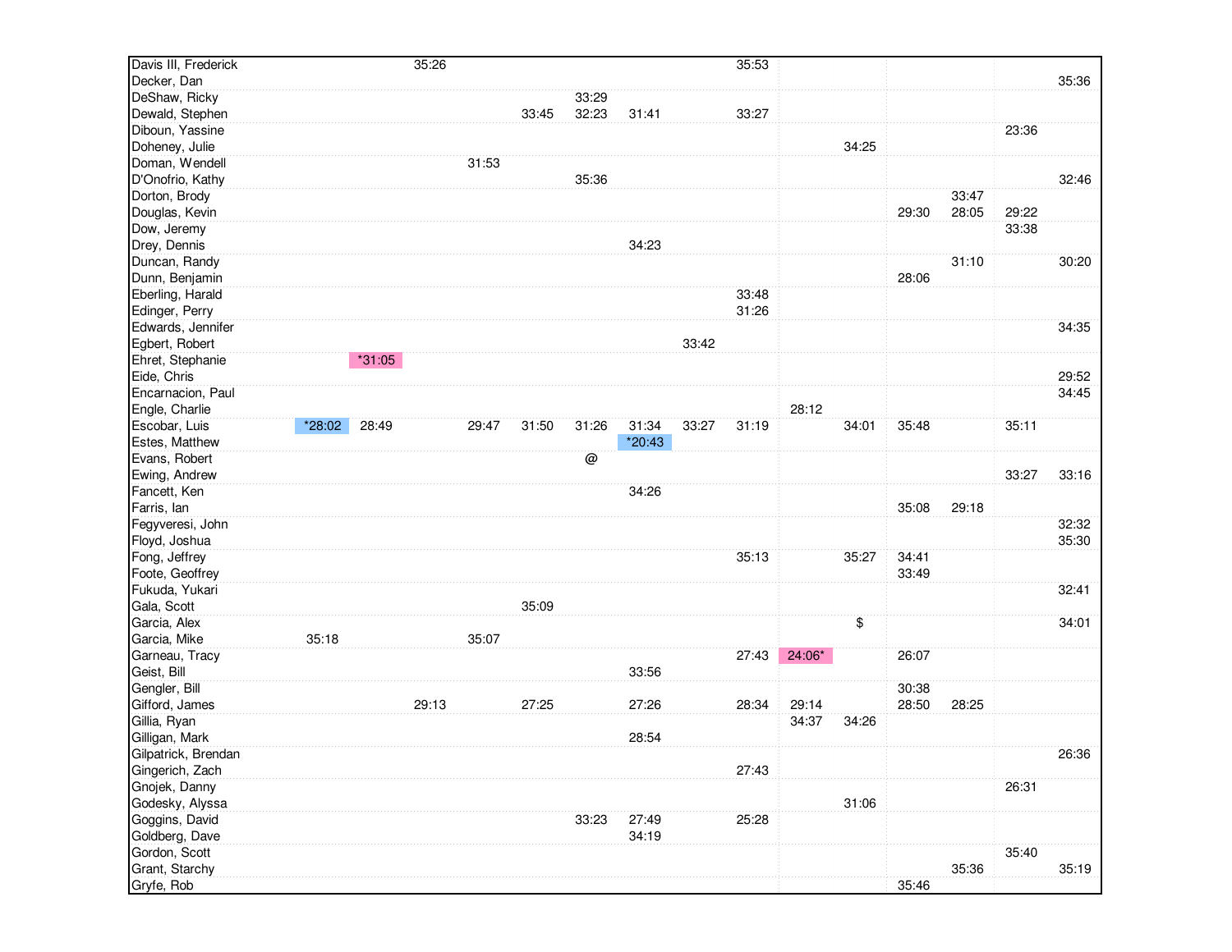| Name | | | | | | | | | | | | | | | |
|---|---|---|---|---|---|---|---|---|---|---|---|---|---|---|---|
| Davis III, Frederick | | | 35:26 | | | | | | 35:53 | | | | | | |
| Decker, Dan | | | | | | | | | | | | | | | 35:36 |
| DeShaw, Ricky | | | | | | 33:29 | | | | | | | | | |
| Dewald, Stephen | | | | | 33:45 | 32:23 | 31:41 | | 33:27 | | | | | | |
| Diboun, Yassine | | | | | | | | | | | | | | 23:36 | |
| Doheney, Julie | | | | | | | | | | | 34:25 | | | | |
| Doman, Wendell | | | | 31:53 | | | | | | | | | | | |
| D'Onofrio, Kathy | | | | | | 35:36 | | | | | | | | | 32:46 |
| Dorton, Brody | | | | | | | | | | | | | 33:47 | | |
| Douglas, Kevin | | | | | | | | | | | | 29:30 | 28:05 | 29:22 | |
| Dow, Jeremy | | | | | | | | | | | | | | 33:38 | |
| Drey, Dennis | | | | | | | 34:23 | | | | | | | | |
| Duncan, Randy | | | | | | | | | | | | | 31:10 | | 30:20 |
| Dunn, Benjamin | | | | | | | | | | | | 28:06 | | | |
| Eberling, Harald | | | | | | | | | 33:48 | | | | | | |
| Edinger, Perry | | | | | | | | | 31:26 | | | | | | |
| Edwards, Jennifer | | | | | | | | | | | | | | | 34:35 |
| Egbert, Robert | | | | | | | | 33:42 | | | | | | | |
| Ehret, Stephanie | | *31:05 | | | | | | | | | | | | | |
| Eide, Chris | | | | | | | | | | | | | | | 29:52 |
| Encarnacion, Paul | | | | | | | | | | | | | | | 34:45 |
| Engle, Charlie | | | | | | | | | | 28:12 | | | | | |
| Escobar, Luis | *28:02 | 28:49 | | 29:47 | 31:50 | 31:26 | 31:34 | 33:27 | 31:19 | | 34:01 | 35:48 | | 35:11 | |
| Estes, Matthew | | | | | | | *20:43 | | | | | | | | |
| Evans, Robert | | | | | | @ | | | | | | | | | |
| Ewing, Andrew | | | | | | | | | | | | | | 33:27 | 33:16 |
| Fancett, Ken | | | | | | | 34:26 | | | | | | | | |
| Farris, Ian | | | | | | | | | | | | 35:08 | 29:18 | | |
| Fegyveresi, John | | | | | | | | | | | | | | | 32:32 |
| Floyd, Joshua | | | | | | | | | | | | | | | 35:30 |
| Fong, Jeffrey | | | | | | | | | 35:13 | | 35:27 | 34:41 | | | |
| Foote, Geoffrey | | | | | | | | | | | | 33:49 | | | |
| Fukuda, Yukari | | | | | | | | | | | | | | | 32:41 |
| Gala, Scott | | | | | 35:09 | | | | | | | | | | |
| Garcia, Alex | | | | | | | | | | | $ | | | | 34:01 |
| Garcia, Mike | 35:18 | | | 35:07 | | | | | | | | | | | |
| Garneau, Tracy | | | | | | | | | 27:43 | 24:06* | | 26:07 | | | |
| Geist, Bill | | | | | | | 33:56 | | | | | | | | |
| Gengler, Bill | | | | | | | | | | | | 30:38 | | | |
| Gifford, James | | | 29:13 | | 27:25 | | 27:26 | | 28:34 | 29:14 | | 28:50 | 28:25 | | |
| Gillia, Ryan | | | | | | | | | | 34:37 | 34:26 | | | | |
| Gilligan, Mark | | | | | | | 28:54 | | | | | | | | |
| Gilpatrick, Brendan | | | | | | | | | | | | | | | 26:36 |
| Gingerich, Zach | | | | | | | | | 27:43 | | | | | | |
| Gnojek, Danny | | | | | | | | | | | | | | 26:31 | |
| Godesky, Alyssa | | | | | | | | | | | 31:06 | | | | |
| Goggins, David | | | | | | 33:23 | 27:49 | | 25:28 | | | | | | |
| Goldberg, Dave | | | | | | | 34:19 | | | | | | | | |
| Gordon, Scott | | | | | | | | | | | | | | 35:40 | |
| Grant, Starchy | | | | | | | | | | | | | 35:36 | | 35:19 |
| Gryfe, Rob | | | | | | | | | | | | 35:46 | | | |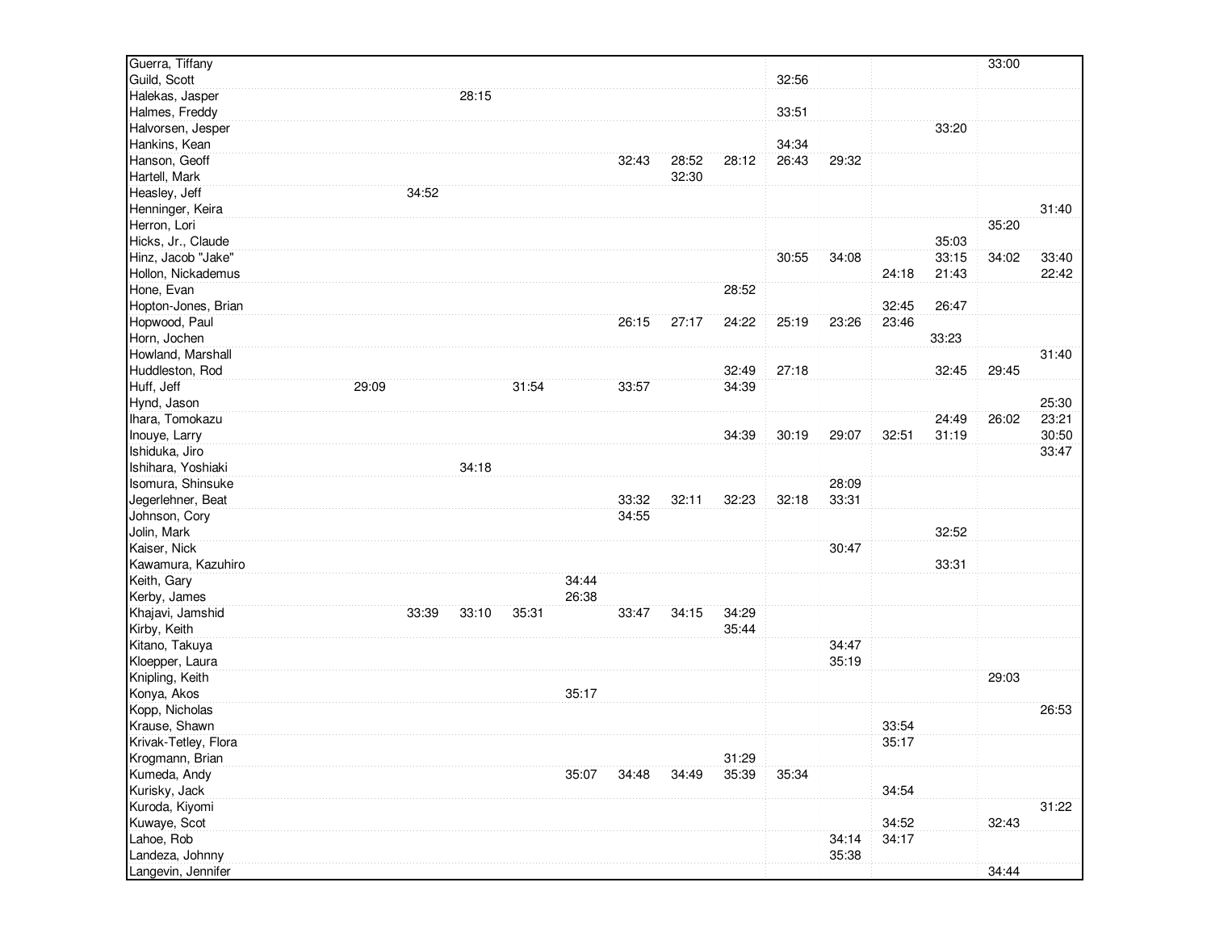| | | | | | | | | | | | | | | |
|---|---|---|---|---|---|---|---|---|---|---|---|---|---|---|
| Guerra, Tiffany | | | | | | | | | | | | | 33:00 | |
| Guild, Scott | | | | | | | | | 32:56 | | | | | |
| Halekas, Jasper | | | 28:15 | | | | | | | | | | | |
| Halmes, Freddy | | | | | | | | | 33:51 | | | | | |
| Halvorsen, Jesper | | | | | | | | | | | | 33:20 | | |
| Hankins, Kean | | | | | | | | | 34:34 | | | | | |
| Hanson, Geoff | | | | | | 32:43 | 28:52 | 28:12 | 26:43 | 29:32 | | | | |
| Hartell, Mark | | | | | | | 32:30 | | | | | | | |
| Heasley, Jeff | | 34:52 | | | | | | | | | | | | |
| Henninger, Keira | | | | | | | | | | | | | | 31:40 |
| Herron, Lori | | | | | | | | | | | | | 35:20 | |
| Hicks, Jr., Claude | | | | | | | | | | | | 35:03 | | |
| Hinz, Jacob "Jake" | | | | | | | | | 30:55 | 34:08 | | 33:15 | 34:02 | 33:40 |
| Hollon, Nickademus | | | | | | | | | | | 24:18 | 21:43 | | 22:42 |
| Hone, Evan | | | | | | | | 28:52 | | | | | | |
| Hopton-Jones, Brian | | | | | | | | | | | 32:45 | 26:47 | | |
| Hopwood, Paul | | | | | | 26:15 | 27:17 | 24:22 | 25:19 | 23:26 | 23:46 | | | |
| Horn, Jochen | | | | | | | | | | | | 33:23 | | |
| Howland, Marshall | | | | | | | | | | | | | | 31:40 |
| Huddleston, Rod | | | | | | | | 32:49 | 27:18 | | | 32:45 | 29:45 | |
| Huff, Jeff | 29:09 | | | 31:54 | | 33:57 | | 34:39 | | | | | | |
| Hynd, Jason | | | | | | | | | | | | | | 25:30 |
| Ihara, Tomokazu | | | | | | | | | | | | 24:49 | 26:02 | 23:21 |
| Inouye, Larry | | | | | | | | 34:39 | 30:19 | 29:07 | 32:51 | 31:19 | | 30:50 |
| Ishiduka, Jiro | | | | | | | | | | | | | | 33:47 |
| Ishihara, Yoshiaki | | | 34:18 | | | | | | | | | | | |
| Isomura, Shinsuke | | | | | | | | | | 28:09 | | | | |
| Jegerlehner, Beat | | | | | | 33:32 | 32:11 | 32:23 | 32:18 | 33:31 | | | | |
| Johnson, Cory | | | | | | 34:55 | | | | | | | | |
| Jolin, Mark | | | | | | | | | | | | 32:52 | | |
| Kaiser, Nick | | | | | | | | | | 30:47 | | | | |
| Kawamura, Kazuhiro | | | | | | | | | | | | 33:31 | | |
| Keith, Gary | | | | | 34:44 | | | | | | | | | |
| Kerby, James | | | | | 26:38 | | | | | | | | | |
| Khajavi, Jamshid | | 33:39 | 33:10 | 35:31 | | 33:47 | 34:15 | 34:29 | | | | | | |
| Kirby, Keith | | | | | | | | 35:44 | | | | | | |
| Kitano, Takuya | | | | | | | | | | 34:47 | | | | |
| Kloepper, Laura | | | | | | | | | | 35:19 | | | | |
| Knipling, Keith | | | | | | | | | | | | | 29:03 | |
| Konya, Akos | | | | | 35:17 | | | | | | | | | |
| Kopp, Nicholas | | | | | | | | | | | | | | 26:53 |
| Krause, Shawn | | | | | | | | | | | 33:54 | | | |
| Krivak-Tetley, Flora | | | | | | | | | | | 35:17 | | | |
| Krogmann, Brian | | | | | | | | 31:29 | | | | | | |
| Kumeda, Andy | | | | | 35:07 | 34:48 | 34:49 | 35:39 | 35:34 | | | | | |
| Kurisky, Jack | | | | | | | | | | | 34:54 | | | |
| Kuroda, Kiyomi | | | | | | | | | | | | | | 31:22 |
| Kuwaye, Scot | | | | | | | | | | | 34:52 | | 32:43 | |
| Lahoe, Rob | | | | | | | | | | 34:14 | 34:17 | | | |
| Landeza, Johnny | | | | | | | | | | 35:38 | | | | |
| Langevin, Jennifer | | | | | | | | | | | | | 34:44 | |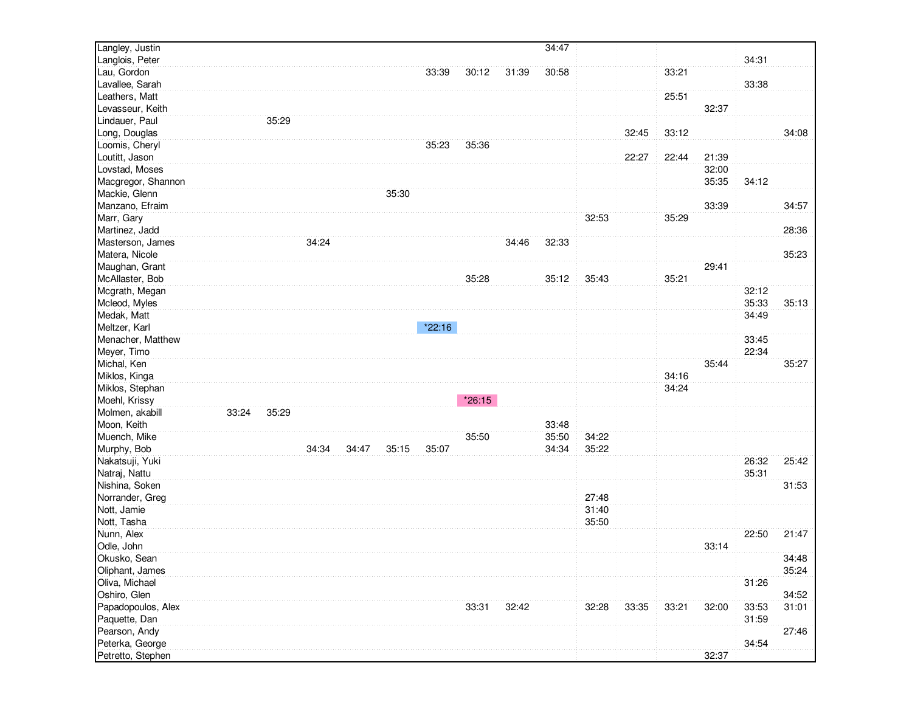| | | | | | | | | | | | | | | | |
|---|---|---|---|---|---|---|---|---|---|---|---|---|---|---|---|
| Langley, Justin | | | | | | | | | 34:47 | | | | | | |
| Langlois, Peter | | | | | | | | | | | | | | 34:31 | |
| Lau, Gordon | | | | | | 33:39 | 30:12 | 31:39 | 30:58 | | | 33:21 | | | |
| Lavallee, Sarah | | | | | | | | | | | | | | 33:38 | |
| Leathers, Matt | | | | | | | | | | | | 25:51 | | | |
| Levasseur, Keith | | | | | | | | | | | | | 32:37 | | |
| Lindauer, Paul | | 35:29 | | | | | | | | | | | | | |
| Long, Douglas | | | | | | | | | | | 32:45 | 33:12 | | | 34:08 |
| Loomis, Cheryl | | | | | | 35:23 | 35:36 | | | | | | | | |
| Loutitt, Jason | | | | | | | | | | | 22:27 | 22:44 | 21:39 | | |
| Lovstad, Moses | | | | | | | | | | | | | 32:00 | | |
| Macgregor, Shannon | | | | | | | | | | | | | 35:35 | 34:12 | |
| Mackie, Glenn | | | | | 35:30 | | | | | | | | | | |
| Manzano, Efraim | | | | | | | | | | | | | 33:39 | | 34:57 |
| Marr, Gary | | | | | | | | | | 32:53 | | 35:29 | | | |
| Martinez, Jadd | | | | | | | | | | | | | | | 28:36 |
| Masterson, James | | | 34:24 | | | | | 34:46 | 32:33 | | | | | | |
| Matera, Nicole | | | | | | | | | | | | | | | 35:23 |
| Maughan, Grant | | | | | | | | | | | | | 29:41 | | |
| McAllaster, Bob | | | | | | | 35:28 | | 35:12 | 35:43 | | 35:21 | | | |
| Mcgrath, Megan | | | | | | | | | | | | | | 32:12 | |
| Mcleod, Myles | | | | | | | | | | | | | | 35:33 | 35:13 |
| Medak, Matt | | | | | | | | | | | | | | 34:49 | |
| Meltzer, Karl | | | | | | *22:16 | | | | | | | | | |
| Menacher, Matthew | | | | | | | | | | | | | | 33:45 | |
| Meyer, Timo | | | | | | | | | | | | | | 22:34 | |
| Michal, Ken | | | | | | | | | | | | | 35:44 | | 35:27 |
| Miklos, Kinga | | | | | | | | | | | | 34:16 | | | |
| Miklos, Stephan | | | | | | | | | | | | 34:24 | | | |
| Moehl, Krissy | | | | | | | *26:15 | | | | | | | | |
| Molmen, akabill | 33:24 | 35:29 | | | | | | | | | | | | | |
| Moon, Keith | | | | | | | | | 33:48 | | | | | | |
| Muench, Mike | | | | | | | 35:50 | | 35:50 | 34:22 | | | | | |
| Murphy, Bob | | | 34:34 | 34:47 | 35:15 | 35:07 | | | 34:34 | 35:22 | | | | | |
| Nakatsuji, Yuki | | | | | | | | | | | | | | 26:32 | 25:42 |
| Natraj, Nattu | | | | | | | | | | | | | | 35:31 | |
| Nishina, Soken | | | | | | | | | | | | | | | 31:53 |
| Norrander, Greg | | | | | | | | | | 27:48 | | | | | |
| Nott, Jamie | | | | | | | | | | 31:40 | | | | | |
| Nott, Tasha | | | | | | | | | | 35:50 | | | | | |
| Nunn, Alex | | | | | | | | | | | | | | 22:50 | 21:47 |
| Odle, John | | | | | | | | | | | | | 33:14 | | |
| Okusko, Sean | | | | | | | | | | | | | | | 34:48 |
| Oliphant, James | | | | | | | | | | | | | | | 35:24 |
| Oliva, Michael | | | | | | | | | | | | | | 31:26 | |
| Oshiro, Glen | | | | | | | | | | | | | | | 34:52 |
| Papadopoulos, Alex | | | | | | | 33:31 | 32:42 | | 32:28 | 33:35 | 33:21 | 32:00 | 33:53 | 31:01 |
| Paquette, Dan | | | | | | | | | | | | | | 31:59 | |
| Pearson, Andy | | | | | | | | | | | | | | | 27:46 |
| Peterka, George | | | | | | | | | | | | | | 34:54 | |
| Petretto, Stephen | | | | | | | | | | | | | 32:37 | | |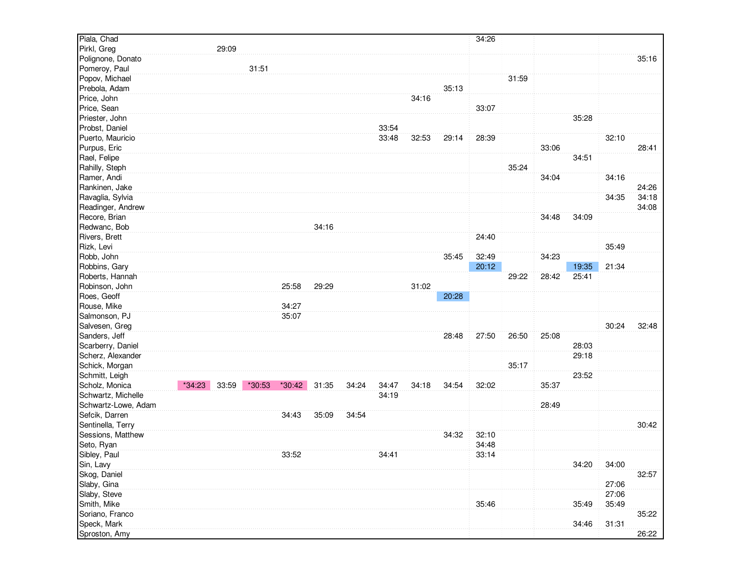| | | | | | | | | | | | | | | | |
|---|---|---|---|---|---|---|---|---|---|---|---|---|---|---|---|
| Piala, Chad | | | | | | | | | | 34:26 | | | | | |
| Pirkl, Greg | | 29:09 | | | | | | | | | | | | | |
| Polignone, Donato | | | | | | | | | | | | | | | 35:16 |
| Pomeroy, Paul | | | 31:51 | | | | | | | | | | | | |
| Popov, Michael | | | | | | | | | | | 31:59 | | | | |
| Prebola, Adam | | | | | | | | | 35:13 | | | | | | |
| Price, John | | | | | | | | 34:16 | | | | | | | |
| Price, Sean | | | | | | | | | | 33:07 | | | | | |
| Priester, John | | | | | | | | | | | | | 35:28 | | |
| Probst, Daniel | | | | | | | 33:54 | | | | | | | | |
| Puerto, Mauricio | | | | | | | 33:48 | 32:53 | 29:14 | 28:39 | | | | 32:10 | |
| Purpus, Eric | | | | | | | | | | | | 33:06 | | | 28:41 |
| Rael, Felipe | | | | | | | | | | | | | 34:51 | | |
| Rahilly, Steph | | | | | | | | | | | 35:24 | | | | |
| Ramer, Andi | | | | | | | | | | | | 34:04 | | 34:16 | |
| Rankinen, Jake | | | | | | | | | | | | | | | 24:26 |
| Ravaglia, Sylvia | | | | | | | | | | | | | | 34:35 | 34:18 |
| Readinger, Andrew | | | | | | | | | | | | | | | 34:08 |
| Recore, Brian | | | | | | | | | | | | 34:48 | 34:09 | | |
| Redwanc, Bob | | | | | 34:16 | | | | | | | | | | |
| Rivers, Brett | | | | | | | | | | 24:40 | | | | | |
| Rizk, Levi | | | | | | | | | | | | | | 35:49 | |
| Robb, John | | | | | | | | | 35:45 | 32:49 | | 34:23 | | | |
| Robbins, Gary | | | | | | | | | | 20:12 | | | 19:35 | 21:34 | |
| Roberts, Hannah | | | | | | | | | | | 29:22 | 28:42 | 25:41 | | |
| Robinson, John | | | | 25:58 | 29:29 | | | 31:02 | | | | | | | |
| Roes, Geoff | | | | | | | | | 20:28 | | | | | | |
| Rouse, Mike | | | | 34:27 | | | | | | | | | | | |
| Salmonson, PJ | | | | 35:07 | | | | | | | | | | | |
| Salvesen, Greg | | | | | | | | | | | | | | 30:24 | 32:48 |
| Sanders, Jeff | | | | | | | | | 28:48 | 27:50 | 26:50 | 25:08 | | | |
| Scarberry, Daniel | | | | | | | | | | | | | 28:03 | | |
| Scherz, Alexander | | | | | | | | | | | | | 29:18 | | |
| Schick, Morgan | | | | | | | | | | | 35:17 | | | | |
| Schmitt, Leigh | | | | | | | | | | | | | 23:52 | | |
| Scholz, Monica | *34:23 | 33:59 | *30:53 | *30:42 | 31:35 | 34:24 | 34:47 | 34:18 | 34:54 | 32:02 | | 35:37 | | | |
| Schwartz, Michelle | | | | | | | 34:19 | | | | | | | | |
| Schwartz-Lowe, Adam | | | | | | | | | | | | 28:49 | | | |
| Sefcik, Darren | | | | 34:43 | 35:09 | 34:54 | | | | | | | | | |
| Sentinella, Terry | | | | | | | | | | | | | | | 30:42 |
| Sessions, Matthew | | | | | | | | | 34:32 | 32:10 | | | | | |
| Seto, Ryan | | | | | | | | | | 34:48 | | | | | |
| Sibley, Paul | | | | 33:52 | | | 34:41 | | | 33:14 | | | | | |
| Sin, Lavy | | | | | | | | | | | | | 34:20 | 34:00 | |
| Skog, Daniel | | | | | | | | | | | | | | | 32:57 |
| Slaby, Gina | | | | | | | | | | | | | | 27:06 | |
| Slaby, Steve | | | | | | | | | | | | | | 27:06 | |
| Smith, Mike | | | | | | | | | | 35:46 | | | 35:49 | 35:49 | |
| Soriano, Franco | | | | | | | | | | | | | | | 35:22 |
| Speck, Mark | | | | | | | | | | | | | 34:46 | 31:31 | |
| Sproston, Amy | | | | | | | | | | | | | | | 26:22 |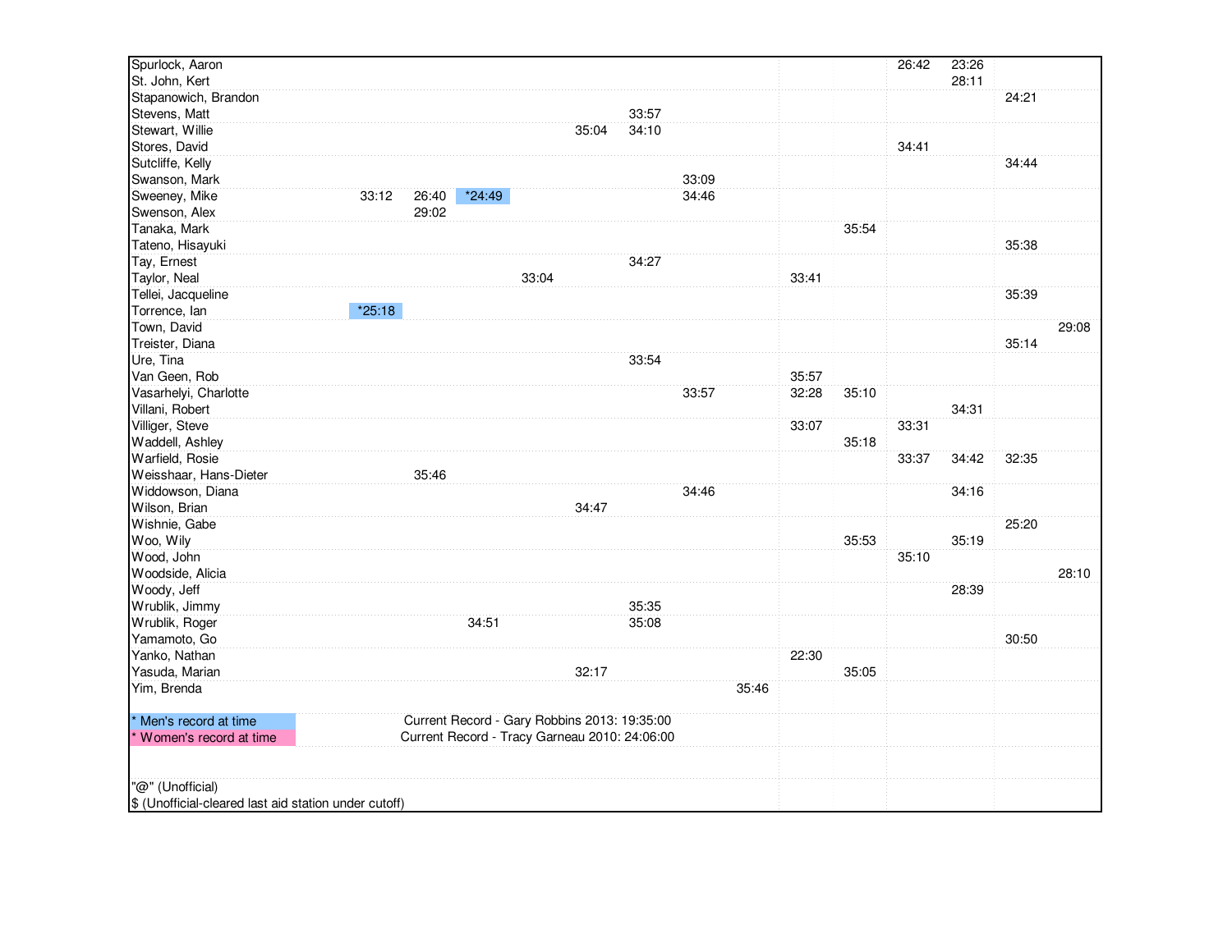| | | | | | | | | | | | | | | |
|---|---|---|---|---|---|---|---|---|---|---|---|---|---|---|
| Spurlock, Aaron | | | | | | | | | | | 26:42 | 23:26 | | |
| St. John, Kert | | | | | | | | | | | | 28:11 | | |
| Stapanowich, Brandon | | | | | | | | | | | | | 24:21 | |
| Stevens, Matt | | | | | | 33:57 | | | | | | | | |
| Stewart, Willie | | | | | 35:04 | 34:10 | | | | | | | | |
| Stores, David | | | | | | | | | | | 34:41 | | | |
| Sutcliffe, Kelly | | | | | | | | | | | | | 34:44 | |
| Swanson, Mark | | | | | | | 33:09 | | | | | | | |
| Sweeney, Mike | 33:12 | 26:40 | *24:49 | | | | 34:46 | | | | | | | |
| Swenson, Alex | | 29:02 | | | | | | | | | | | | |
| Tanaka, Mark | | | | | | | | | | 35:54 | | | | |
| Tateno, Hisayuki | | | | | | | | | | | | | 35:38 | |
| Tay, Ernest | | | | | | 34:27 | | | | | | | | |
| Taylor, Neal | | | | 33:04 | | | | | 33:41 | | | | | |
| Tellei, Jacqueline | | | | | | | | | | | | | 35:39 | |
| Torrence, Ian | *25:18 | | | | | | | | | | | | | |
| Town, David | | | | | | | | | | | | | | 29:08 |
| Treister, Diana | | | | | | | | | | | | | 35:14 | |
| Ure, Tina | | | | | | 33:54 | | | | | | | | |
| Van Geen, Rob | | | | | | | | | 35:57 | | | | | |
| Vasarhelyi, Charlotte | | | | | | | 33:57 | | 32:28 | 35:10 | | | | |
| Villani, Robert | | | | | | | | | | | | 34:31 | | |
| Villiger, Steve | | | | | | | | | 33:07 | | 33:31 | | | |
| Waddell, Ashley | | | | | | | | | | 35:18 | | | | |
| Warfield, Rosie | | | | | | | | | | | 33:37 | 34:42 | 32:35 | |
| Weisshaar, Hans-Dieter | | 35:46 | | | | | | | | | | | | |
| Widdowson, Diana | | | | | | | 34:46 | | | | | 34:16 | | |
| Wilson, Brian | | | | | 34:47 | | | | | | | | | |
| Wishnie, Gabe | | | | | | | | | | | | | 25:20 | |
| Woo, Wily | | | | | | | | | | 35:53 | | 35:19 | | |
| Wood, John | | | | | | | | | | | 35:10 | | | |
| Woodside, Alicia | | | | | | | | | | | | | | 28:10 |
| Woody, Jeff | | | | | | | | | | | | 28:39 | | |
| Wrublik, Jimmy | | | | | | 35:35 | | | | | | | | |
| Wrublik, Roger | | | 34:51 | | | 35:08 | | | | | | | | |
| Yamamoto, Go | | | | | | | | | | | | | 30:50 | |
| Yanko, Nathan | | | | | | | | | 22:30 | | | | | |
| Yasuda, Marian | | | | | 32:17 | | | | | 35:05 | | | | |
| Yim, Brenda | | | | | | | | 35:46 | | | | | | |

* Men's record at time

* Women's record at time

Current Record - Gary Robbins 2013: 19:35:00

Current Record - Tracy Garneau 2010: 24:06:00

"@" (Unofficial)

$ (Unofficial-cleared last aid station under cutoff)